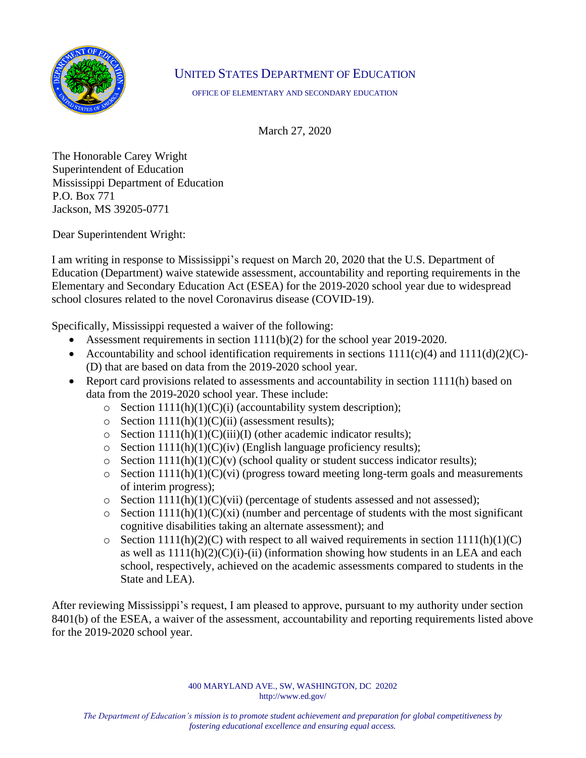UNITED STATES DEPARTMENT OF EDUCATION

OFFICE OF ELEMENTARY AND SECONDARY EDUCATION

March 27, 2020

The Honorable Carey Wright
Superintendent of Education
Mississippi Department of Education
P.O. Box 771
Jackson, MS 39205-0771

Dear Superintendent Wright:

I am writing in response to Mississippi's request on March 20, 2020 that the U.S. Department of Education (Department) waive statewide assessment, accountability and reporting requirements in the Elementary and Secondary Education Act (ESEA) for the 2019-2020 school year due to widespread school closures related to the novel Coronavirus disease (COVID-19).

Specifically, Mississippi requested a waiver of the following:

- Assessment requirements in section 1111(b)(2) for the school year 2019-2020.
- Accountability and school identification requirements in sections 1111(c)(4) and 1111(d)(2)(C)-(D) that are based on data from the 2019-2020 school year.
- Report card provisions related to assessments and accountability in section 1111(h) based on data from the 2019-2020 school year. These include:
  - Section 1111(h)(1)(C)(i) (accountability system description);
  - Section 1111(h)(1)(C)(ii) (assessment results);
  - Section 1111(h)(1)(C)(iii)(I) (other academic indicator results);
  - Section 1111(h)(1)(C)(iv) (English language proficiency results);
  - Section 1111(h)(1)(C)(v) (school quality or student success indicator results);
  - Section 1111(h)(1)(C)(vi) (progress toward meeting long-term goals and measurements of interim progress);
  - Section 1111(h)(1)(C)(vii) (percentage of students assessed and not assessed);
  - Section 1111(h)(1)(C)(xi) (number and percentage of students with the most significant cognitive disabilities taking an alternate assessment); and
  - Section 1111(h)(2)(C) with respect to all waived requirements in section 1111(h)(1)(C) as well as 1111(h)(2)(C)(i)-(ii) (information showing how students in an LEA and each school, respectively, achieved on the academic assessments compared to students in the State and LEA).

After reviewing Mississippi's request, I am pleased to approve, pursuant to my authority under section 8401(b) of the ESEA, a waiver of the assessment, accountability and reporting requirements listed above for the 2019-2020 school year.

400 MARYLAND AVE., SW, WASHINGTON, DC 20202
http://www.ed.gov/

*The Department of Education's mission is to promote student achievement and preparation for global competitiveness by fostering educational excellence and ensuring equal access.*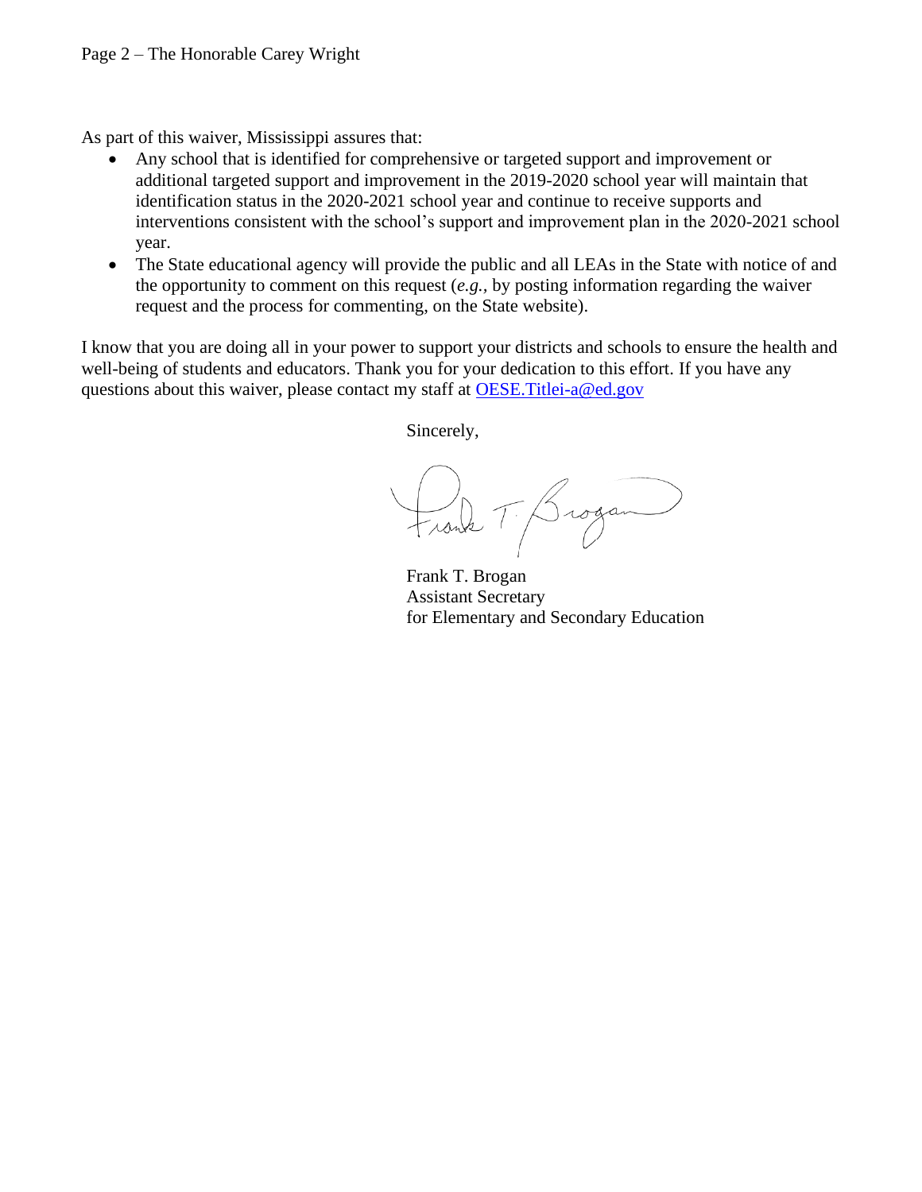As part of this waiver, Mississippi assures that:

- Any school that is identified for comprehensive or targeted support and improvement or additional targeted support and improvement in the 2019-2020 school year will maintain that identification status in the 2020-2021 school year and continue to receive supports and interventions consistent with the school's support and improvement plan in the 2020-2021 school year.
- The State educational agency will provide the public and all LEAs in the State with notice of and the opportunity to comment on this request (*e.g.*, by posting information regarding the waiver request and the process for commenting, on the State website).

I know that you are doing all in your power to support your districts and schools to ensure the health and well-being of students and educators. Thank you for your dedication to this effort. If you have any questions about this waiver, please contact my staff at OESE.Titlei-a@ed.gov

Sincerely,

Frank T. Brogan
Assistant Secretary
for Elementary and Secondary Education